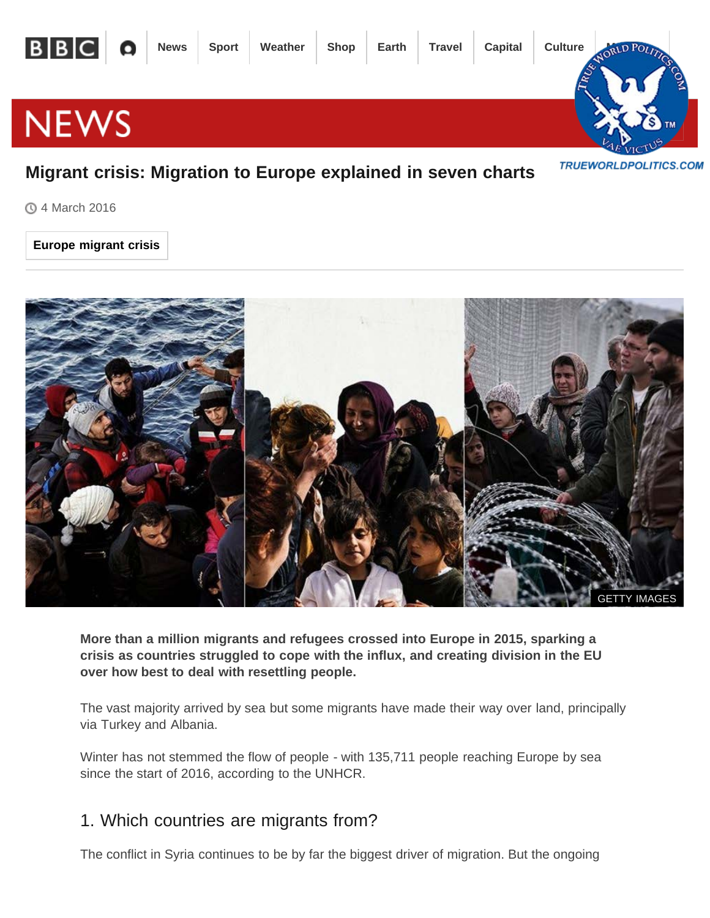# Migrant crisis: Migration to Europe explained in seven charts

4 March 2016

Europe migrant crisis

GETTY IMAGES

**More than a million migrants and refugees crossed into Europe in 2015, sparking a crisis as countries struggled to cope with the influx, and creating division in the EU over how best to deal with resettling people.**

The vast majority arrived by sea but some migrants have made their way over land, principally via Turkey and Albania.

Winter has not stemmed the flow of people - with 135,711 people reaching Europe by sea since the start of 2016, according to the UNHCR.

## 1. Which countries are migrants from?

The conflict in Syria continues to be by far the biggest driver of migration. But the ongoing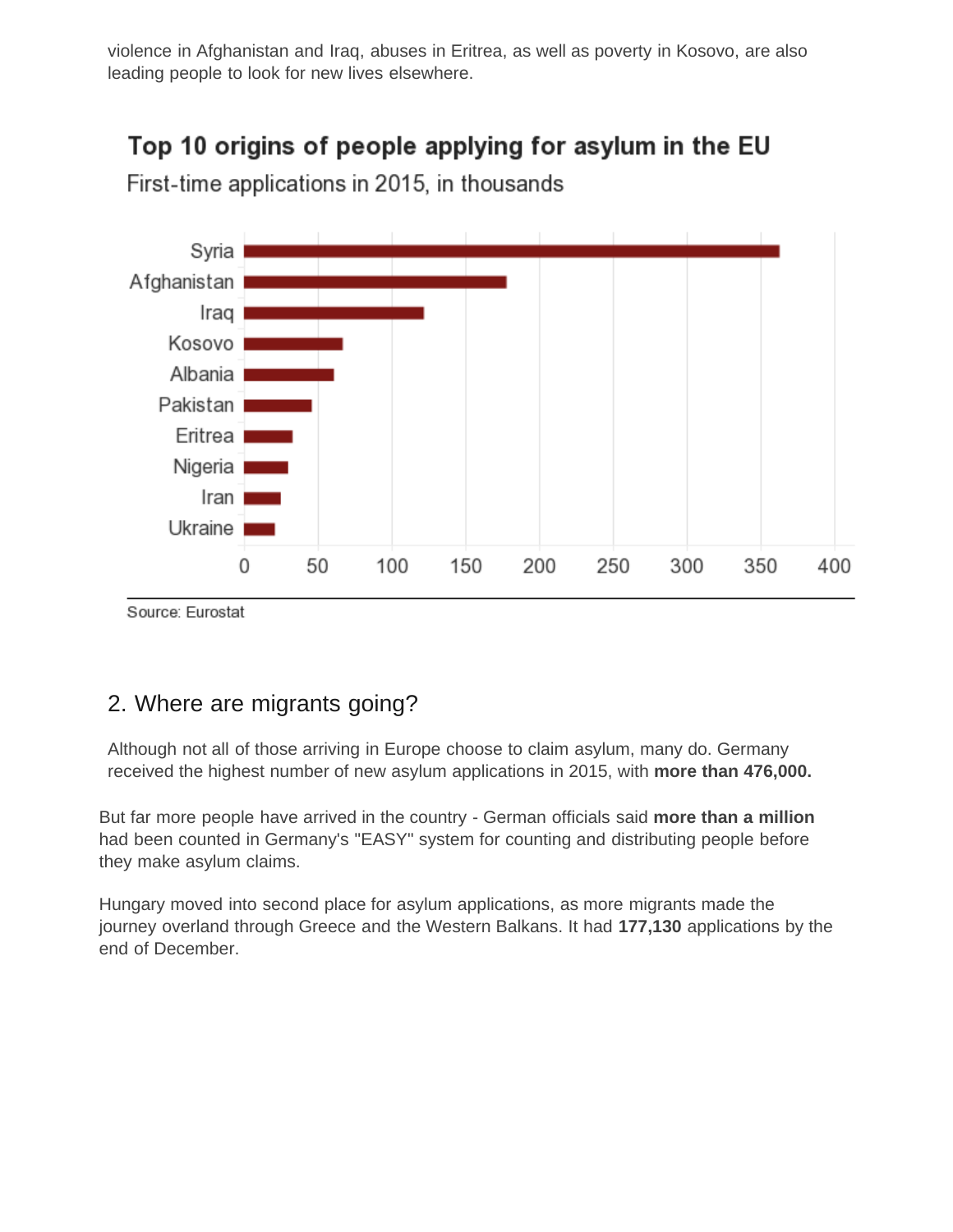violence in Afghanistan and Iraq, abuses in Eritrea, as well as poverty in Kosovo, are also leading people to look for new lives elsewhere.

**Top 10 origins of people applying for asylum in the EU**

First-time applications in 2015, in thousands

Syria, Afghanistan, Iraq, Kosovo, Albania, Pakistan, Eritrea, Nigeria, Iran, Ukraine

0 50 100 150 200 250 300 350 400

Source: Eurostat

## 2. Where are migrants going?

Although not all of those arriving in Europe choose to claim asylum, many do. Germany received the highest number of new asylum applications in 2015, with **more than 476,000.**

But far more people have arrived in the country - German officials said **more than a million** had been counted in Germany's "EASY" system for counting and distributing people before they make asylum claims.

Hungary moved into second place for asylum applications, as more migrants made the journey overland through Greece and the Western Balkans. It had **177,130** applications by the end of December.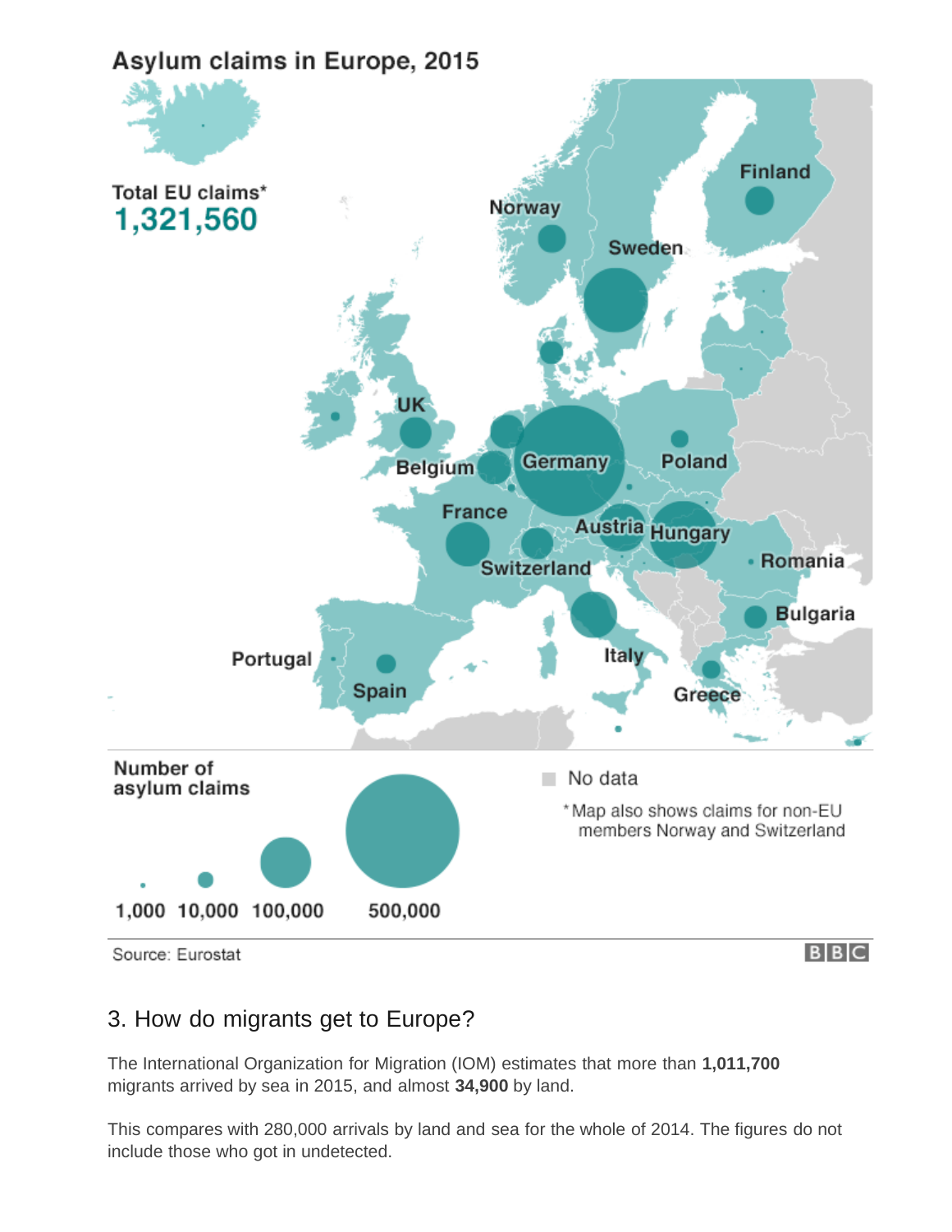## Asylum claims in Europe, 2015

Total EU claims* **1,321,560**

Finland, Norway, Sweden, UK, Belgium, Germany, Poland, France, Austria, Hungary, Switzerland, Romania, Bulgaria, Italy, Portugal, Spain, Greece

Number of asylum claims: 1,000 | 10,000 | 100,000 | 500,000

No data

*Map also shows claims for non-EU members Norway and Switzerland

Source: Eurostat

BBC

### 3. How do migrants get to Europe?

The International Organization for Migration (IOM) estimates that more than **1,011,700** migrants arrived by sea in 2015, and almost **34,900** by land.

This compares with 280,000 arrivals by land and sea for the whole of 2014. The figures do not include those who got in undetected.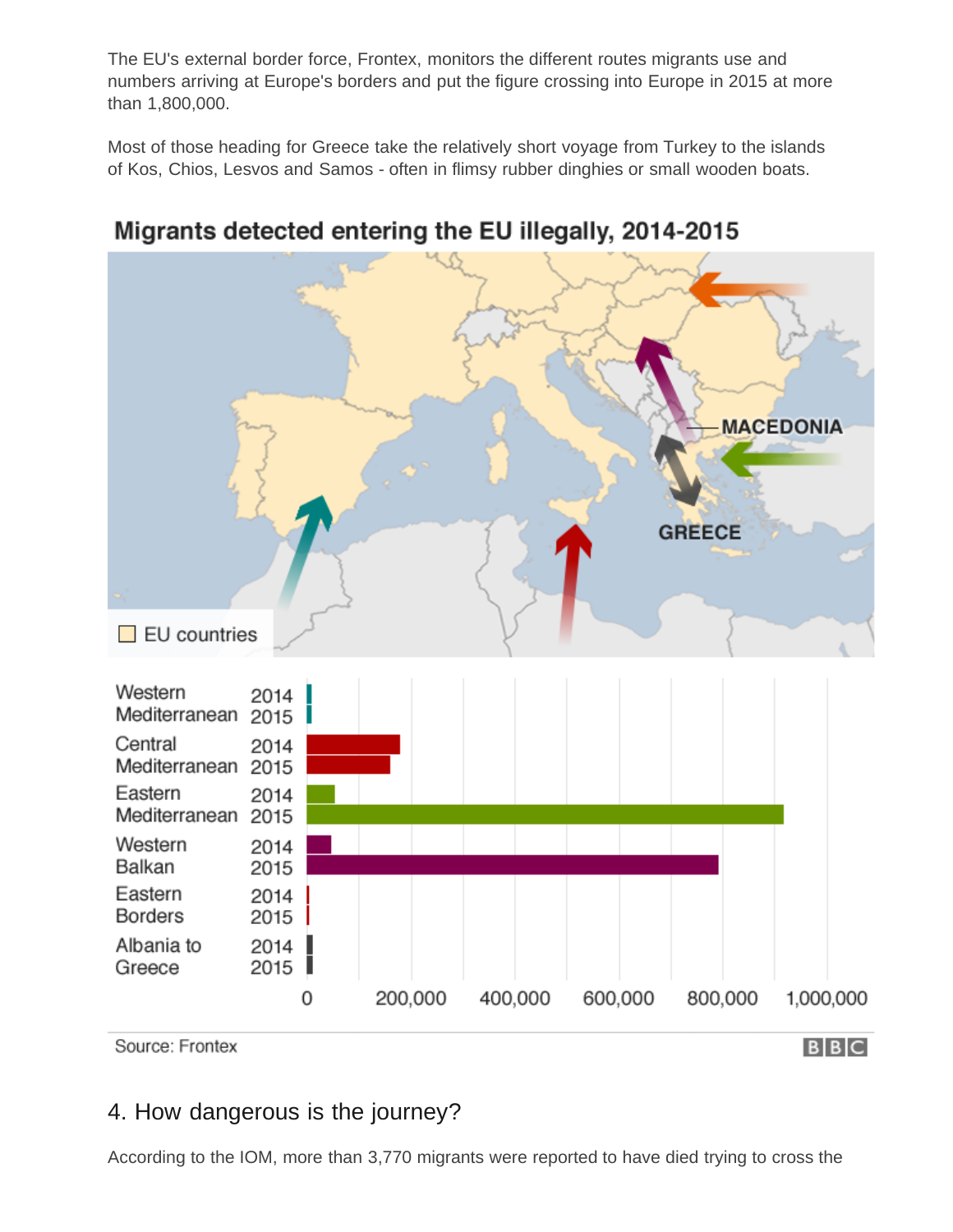The EU's external border force, Frontex, monitors the different routes migrants use and numbers arriving at Europe's borders and put the figure crossing into Europe in 2015 at more than 1,800,000.

Most of those heading for Greece take the relatively short voyage from Turkey to the islands of Kos, Chios, Lesvos and Samos - often in flimsy rubber dinghies or small wooden boats.

**Migrants detected entering the EU illegally, 2014-2015**

Source: Frontex

## 4. How dangerous is the journey?

According to the IOM, more than 3,770 migrants were reported to have died trying to cross the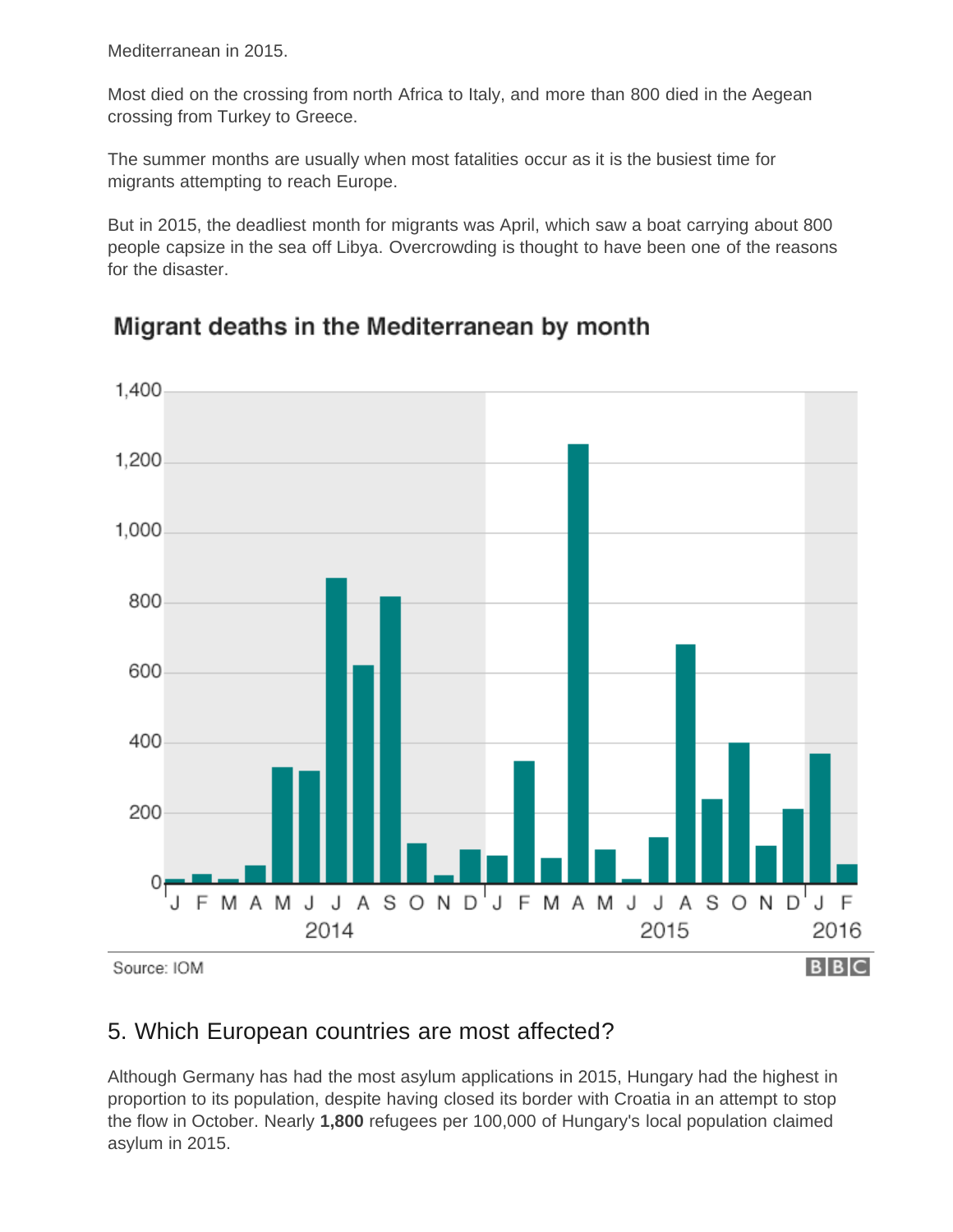Mediterranean in 2015.

Most died on the crossing from north Africa to Italy, and more than 800 died in the Aegean crossing from Turkey to Greece.

The summer months are usually when most fatalities occur as it is the busiest time for migrants attempting to reach Europe.

But in 2015, the deadliest month for migrants was April, which saw a boat carrying about 800 people capsize in the sea off Libya. Overcrowding is thought to have been one of the reasons for the disaster.

**Migrant deaths in the Mediterranean by month**

Source: IOM

## 5. Which European countries are most affected?

Although Germany has had the most asylum applications in 2015, Hungary had the highest in proportion to its population, despite having closed its border with Croatia in an attempt to stop the flow in October. Nearly **1,800** refugees per 100,000 of Hungary's local population claimed asylum in 2015.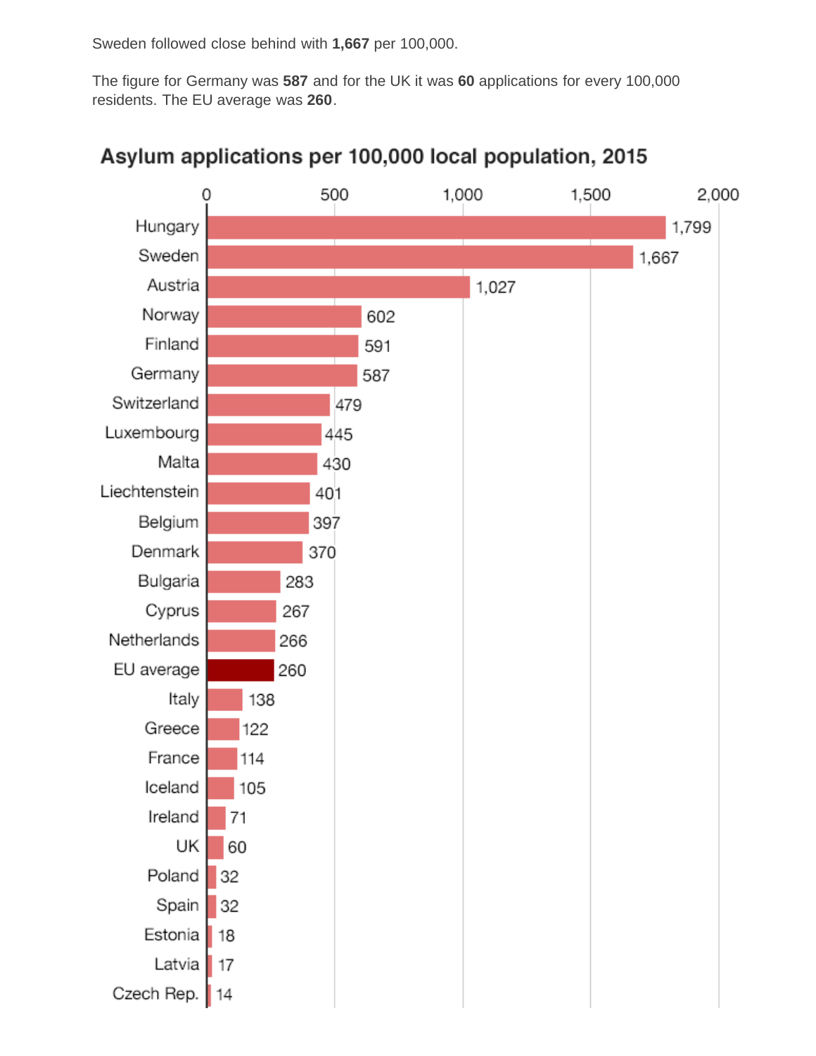Sweden followed close behind with **1,667** per 100,000.

The figure for Germany was **587** and for the UK it was **60** applications for every 100,000 residents. The EU average was **260**.

**Asylum applications per 100,000 local population, 2015**

| Country | Applications per 100,000 |
|---|---|
| Hungary | 1,799 |
| Sweden | 1,667 |
| Austria | 1,027 |
| Norway | 602 |
| Finland | 591 |
| Germany | 587 |
| Switzerland | 479 |
| Luxembourg | 445 |
| Malta | 430 |
| Liechtenstein | 401 |
| Belgium | 397 |
| Denmark | 370 |
| Bulgaria | 283 |
| Cyprus | 267 |
| Netherlands | 266 |
| EU average | 260 |
| Italy | 138 |
| Greece | 122 |
| France | 114 |
| Iceland | 105 |
| Ireland | 71 |
| UK | 60 |
| Poland | 32 |
| Spain | 32 |
| Estonia | 18 |
| Latvia | 17 |
| Czech Rep. | 14 |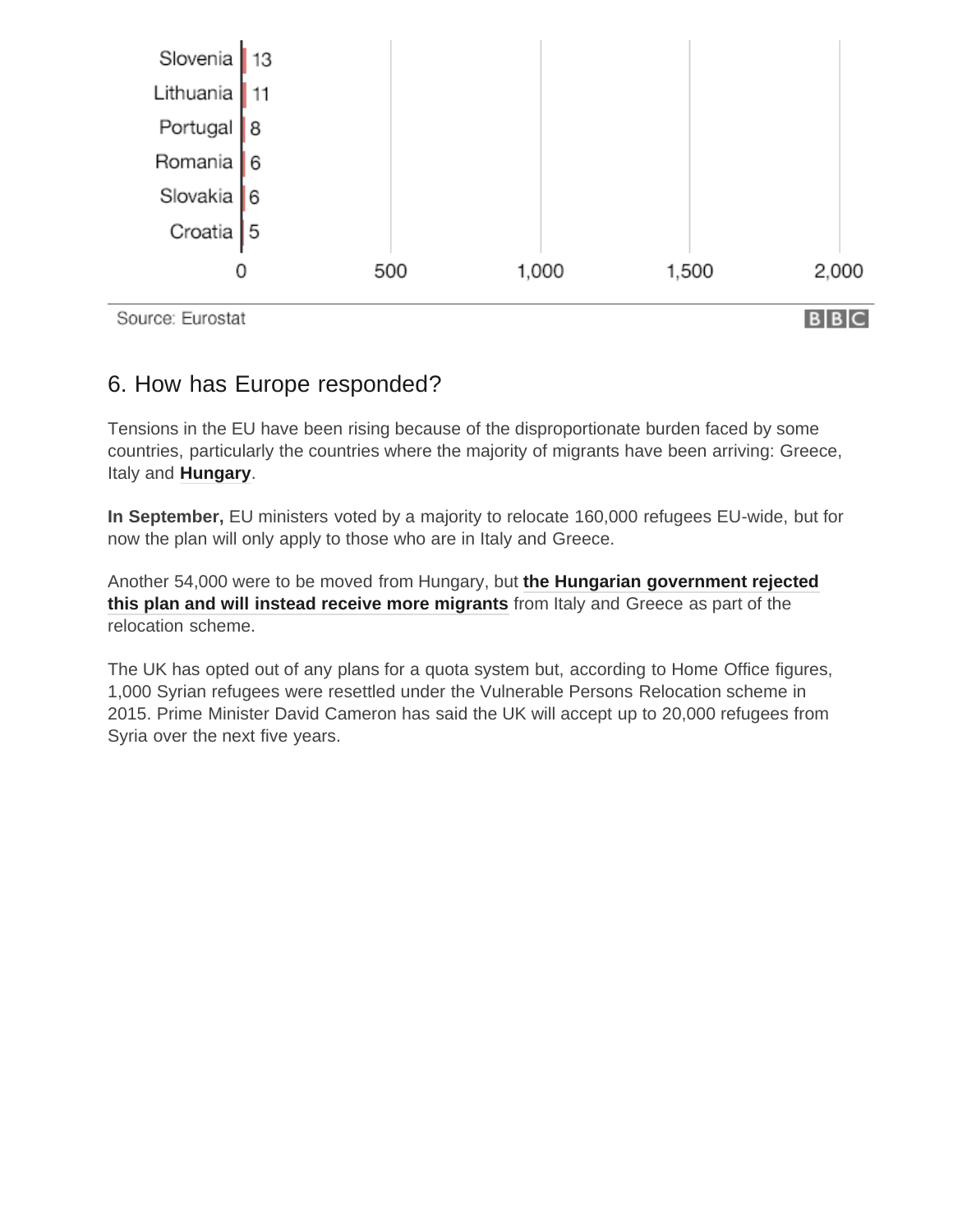| Country | Value |
|---|---|
| Slovenia | 13 |
| Lithuania | 11 |
| Portugal | 8 |
| Romania | 6 |
| Slovakia | 6 |
| Croatia | 5 |

Source: Eurostat

## 6. How has Europe responded?

Tensions in the EU have been rising because of the disproportionate burden faced by some countries, particularly the countries where the majority of migrants have been arriving: Greece, Italy and **Hungary**.

**In September,** EU ministers voted by a majority to relocate 160,000 refugees EU-wide, but for now the plan will only apply to those who are in Italy and Greece.

Another 54,000 were to be moved from Hungary, but **the Hungarian government rejected this plan and will instead receive more migrants** from Italy and Greece as part of the relocation scheme.

The UK has opted out of any plans for a quota system but, according to Home Office figures, 1,000 Syrian refugees were resettled under the Vulnerable Persons Relocation scheme in 2015. Prime Minister David Cameron has said the UK will accept up to 20,000 refugees from Syria over the next five years.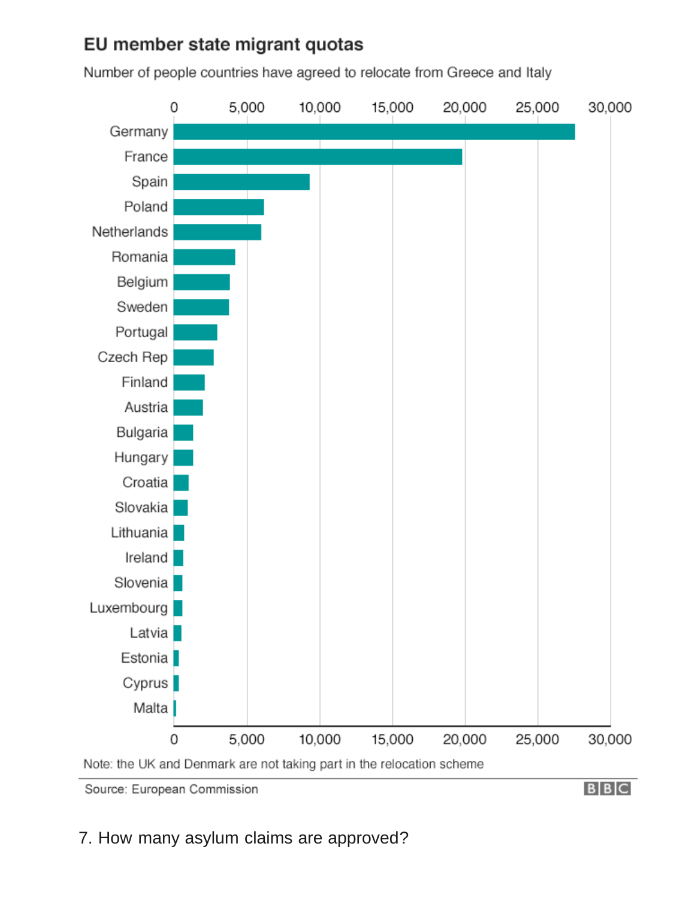## EU member state migrant quotas

Number of people countries have agreed to relocate from Greece and Italy

0 | 5,000 | 10,000 | 15,000 | 20,000 | 25,000 | 30,000

- Germany
- France
- Spain
- Poland
- Netherlands
- Romania
- Belgium
- Sweden
- Portugal
- Czech Rep
- Finland
- Austria
- Bulgaria
- Hungary
- Croatia
- Slovakia
- Lithuania
- Ireland
- Slovenia
- Luxembourg
- Latvia
- Estonia
- Cyprus
- Malta

Note: the UK and Denmark are not taking part in the relocation scheme

Source: European Commission

BBC

7. How many asylum claims are approved?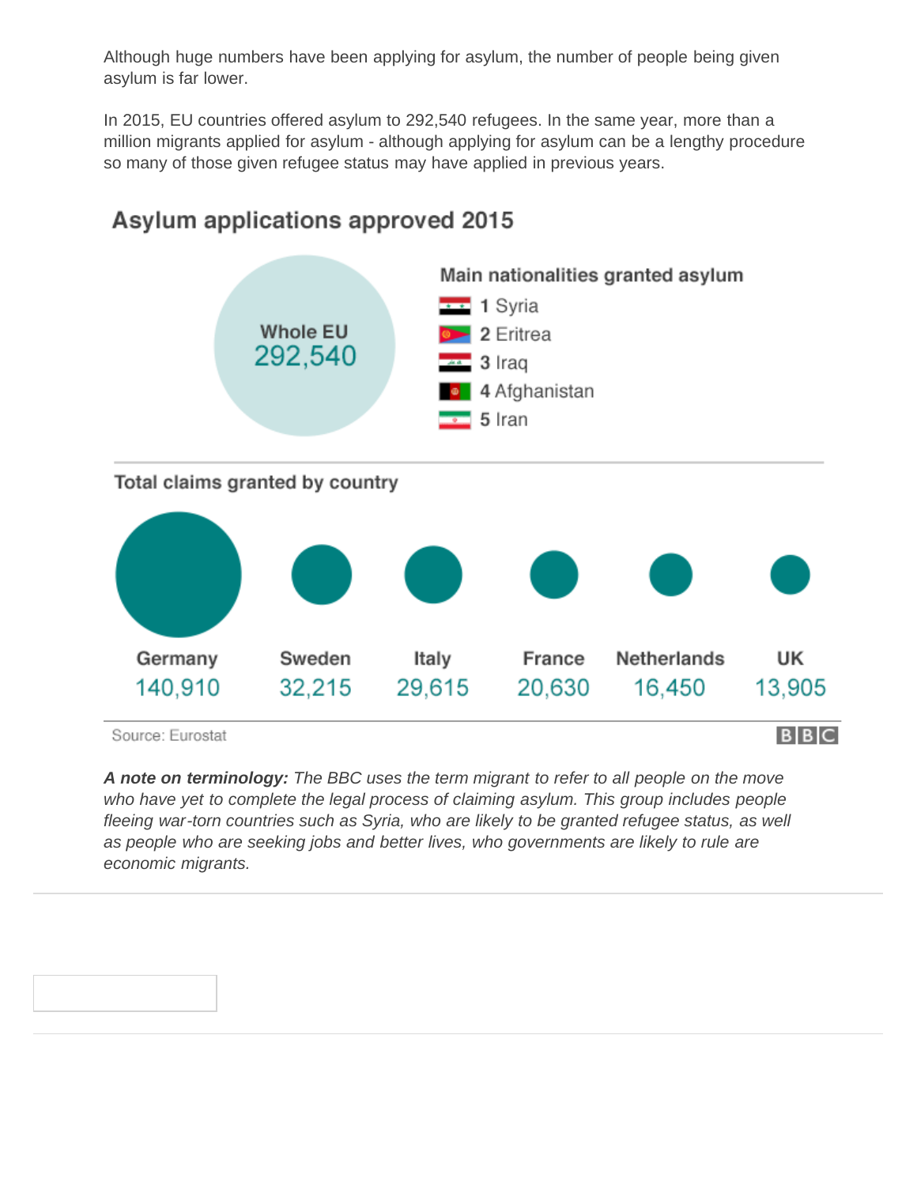Although huge numbers have been applying for asylum, the number of people being given asylum is far lower.

In 2015, EU countries offered asylum to 292,540 refugees. In the same year, more than a million migrants applied for asylum - although applying for asylum can be a lengthy procedure so many of those given refugee status may have applied in previous years.

## Asylum applications approved 2015

Whole EU
292,540

Main nationalities granted asylum

1 Syria
2 Eritrea
3 Iraq
4 Afghanistan
5 Iran

Total claims granted by country

Germany
140,910

Sweden
32,215

Italy
29,615

France
20,630

Netherlands
16,450

UK
13,905

Source: Eurostat

BBC

***A note on terminology:*** *The BBC uses the term migrant to refer to all people on the move who have yet to complete the legal process of claiming asylum. This group includes people fleeing war-torn countries such as Syria, who are likely to be granted refugee status, as well as people who are seeking jobs and better lives, who governments are likely to rule are economic migrants.*